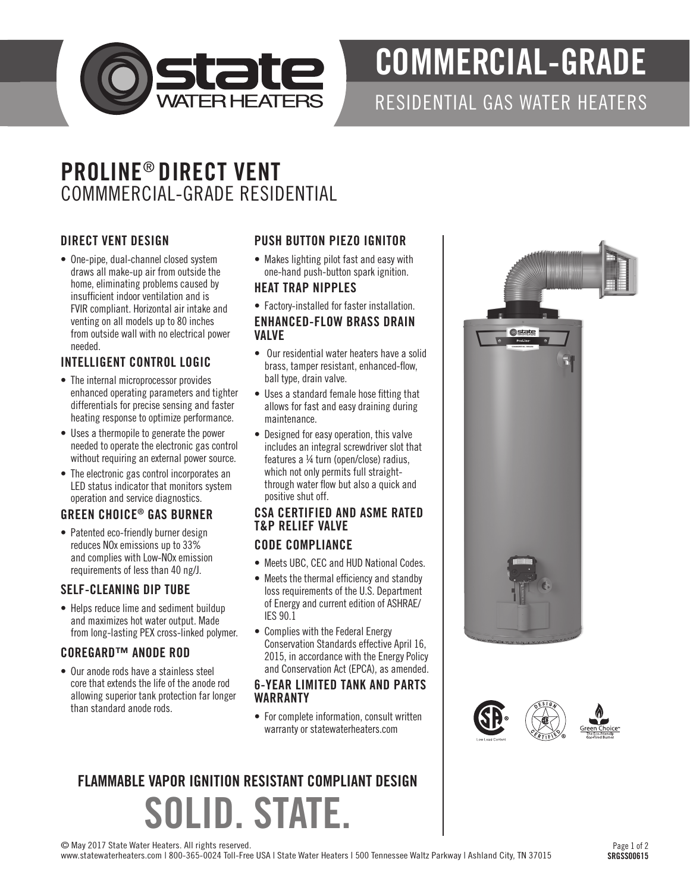# COMMERCIAL-GRADE

RESIDENTIAL GAS WATER HEATERS

## PROLINE® DIRECT VENT
COMMMERCIAL-GRADE RESIDENTIAL

### DIRECT VENT DESIGN

- One-pipe, dual-channel closed system draws all make-up air from outside the home, eliminating problems caused by insufficient indoor ventilation and is FVIR compliant. Horizontal air intake and venting on all models up to 80 inches from outside wall with no electrical power needed.

### INTELLIGENT CONTROL LOGIC

- The internal microprocessor provides enhanced operating parameters and tighter differentials for precise sensing and faster heating response to optimize performance.
- Uses a thermopile to generate the power needed to operate the electronic gas control without requiring an external power source.
- The electronic gas control incorporates an LED status indicator that monitors system operation and service diagnostics.

### GREEN CHOICE® GAS BURNER

- Patented eco-friendly burner design reduces NOx emissions up to 33% and complies with Low-NOx emission requirements of less than 40 ng/J.

### SELF-CLEANING DIP TUBE

- Helps reduce lime and sediment buildup and maximizes hot water output. Made from long-lasting PEX cross-linked polymer.

### COREGARD™ ANODE ROD

- Our anode rods have a stainless steel core that extends the life of the anode rod allowing superior tank protection far longer than standard anode rods.

### PUSH BUTTON PIEZO IGNITOR

- Makes lighting pilot fast and easy with one-hand push-button spark ignition.

### HEAT TRAP NIPPLES

- Factory-installed for faster installation.

### ENHANCED-FLOW BRASS DRAIN VALVE

- Our residential water heaters have a solid brass, tamper resistant, enhanced-flow, ball type, drain valve.
- Uses a standard female hose fitting that allows for fast and easy draining during maintenance.
- Designed for easy operation, this valve includes an integral screwdriver slot that features a ¼ turn (open/close) radius, which not only permits full straight-through water flow but also a quick and positive shut off.

### CSA CERTIFIED AND ASME RATED T&P RELIEF VALVE

### CODE COMPLIANCE

- Meets UBC, CEC and HUD National Codes.
- Meets the thermal efficiency and standby loss requirements of the U.S. Department of Energy and current edition of ASHRAE/IES 90.1
- Complies with the Federal Energy Conservation Standards effective April 16, 2015, in accordance with the Energy Policy and Conservation Act (EPCA), as amended.

### 6-YEAR LIMITED TANK AND PARTS WARRANTY

- For complete information, consult written warranty or statewaterheaters.com

## FLAMMABLE VAPOR IGNITION RESISTANT COMPLIANT DESIGN

# SOLID. STATE.

© May 2017 State Water Heaters. All rights reserved.
www.statewaterheaters.com | 800-365-0024 Toll-Free USA | State Water Heaters | 500 Tennessee Waltz Parkway | Ashland City, TN 37015

SRGSS00615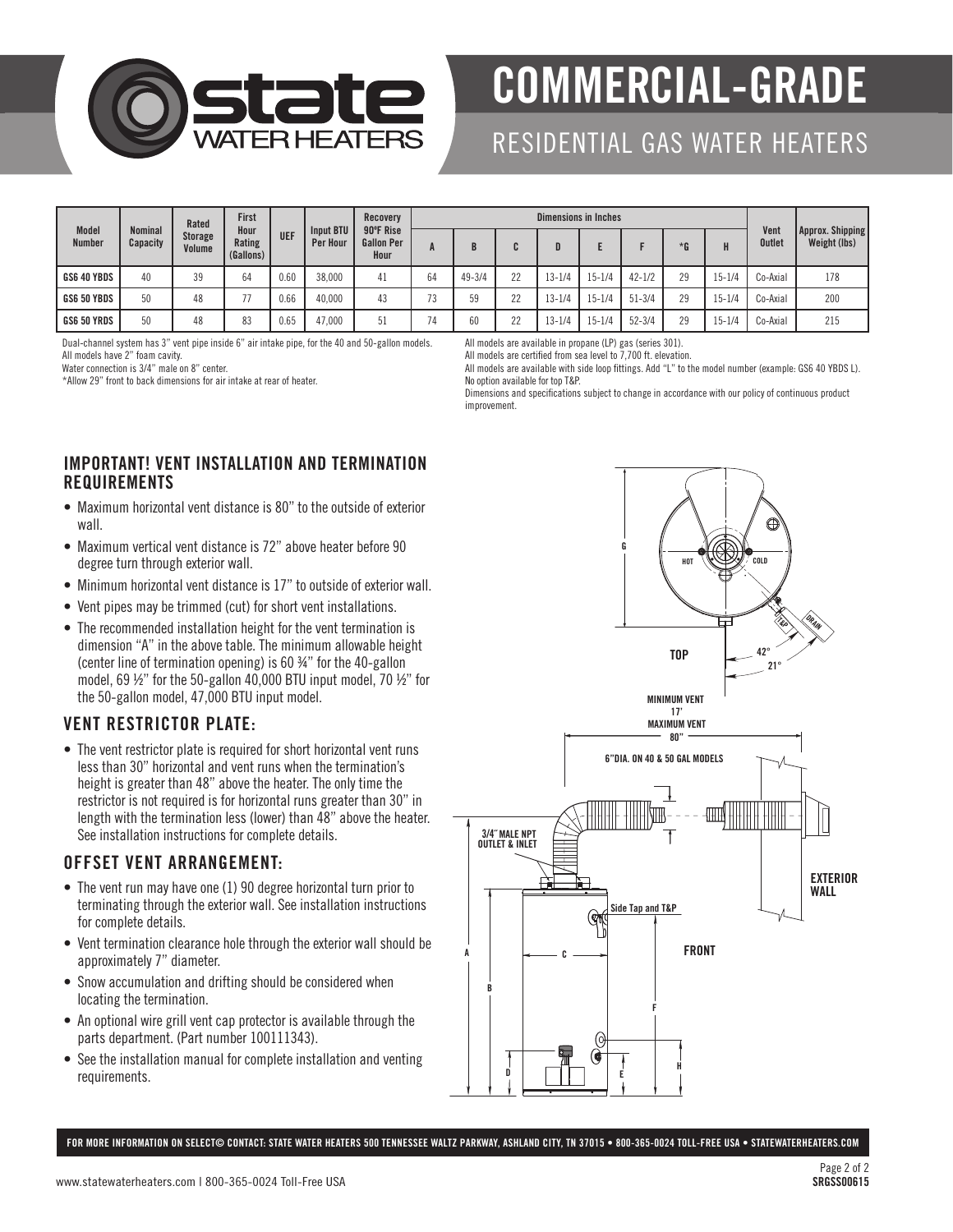# COMMERCIAL-GRADE

## RESIDENTIAL GAS WATER HEATERS

| Model Number | Nominal Capacity | Rated Storage Volume | First Hour Rating (Gallons) | UEF | Input BTU Per Hour | Recovery 90°F Rise Gallon Per Hour | Dimensions in Inches | | | | | | | | Vent Outlet | Approx. Shipping Weight (lbs) |
|---|---|---|---|---|---|---|---|---|---|---|---|---|---|---|---|---|
| | | | | | | | A | B | C | D | E | F | *G | H | | |
| GS6 40 YBDS | 40 | 39 | 64 | 0.60 | 38,000 | 41 | 64 | 49-3/4 | 22 | 13-1/4 | 15-1/4 | 42-1/2 | 29 | 15-1/4 | Co-Axial | 178 |
| GS6 50 YBDS | 50 | 48 | 77 | 0.66 | 40,000 | 43 | 73 | 59 | 22 | 13-1/4 | 15-1/4 | 51-3/4 | 29 | 15-1/4 | Co-Axial | 200 |
| GS6 50 YRDS | 50 | 48 | 83 | 0.65 | 47,000 | 51 | 74 | 60 | 22 | 13-1/4 | 15-1/4 | 52-3/4 | 29 | 15-1/4 | Co-Axial | 215 |

Dual-channel system has 3" vent pipe inside 6" air intake pipe, for the 40 and 50-gallon models.
All models have 2" foam cavity.
Water connection is 3/4" male on 8" center.
*Allow 29" front to back dimensions for air intake at rear of heater.

All models are available in propane (LP) gas (series 301).
All models are certified from sea level to 7,700 ft. elevation.
All models are available with side loop fittings. Add "L" to the model number (example: GS6 40 YBDS L).
No option available for top T&P.
Dimensions and specifications subject to change in accordance with our policy of continuous product improvement.

## IMPORTANT! VENT INSTALLATION AND TERMINATION REQUIREMENTS

- Maximum horizontal vent distance is 80" to the outside of exterior wall.
- Maximum vertical vent distance is 72" above heater before 90 degree turn through exterior wall.
- Minimum horizontal vent distance is 17" to outside of exterior wall.
- Vent pipes may be trimmed (cut) for short vent installations.
- The recommended installation height for the vent termination is dimension "A" in the above table. The minimum allowable height (center line of termination opening) is 60 ¾" for the 40-gallon model, 69 ½" for the 50-gallon 40,000 BTU input model, 70 ½" for the 50-gallon model, 47,000 BTU input model.

## VENT RESTRICTOR PLATE:

- The vent restrictor plate is required for short horizontal vent runs less than 30" horizontal and vent runs when the termination's height is greater than 48" above the heater. The only time the restrictor is not required is for horizontal runs greater than 30" in length with the termination less (lower) than 48" above the heater. See installation instructions for complete details.

## OFFSET VENT ARRANGEMENT:

- The vent run may have one (1) 90 degree horizontal turn prior to terminating through the exterior wall. See installation instructions for complete details.
- Vent termination clearance hole through the exterior wall should be approximately 7" diameter.
- Snow accumulation and drifting should be considered when locating the termination.
- An optional wire grill vent cap protector is available through the parts department. (Part number 100111343).
- See the installation manual for complete installation and venting requirements.

G
HOT
COLD
T&P
DRAIN
TOP
42°
21°
MINIMUM VENT
17'
MAXIMUM VENT
80"
6"DIA. ON 40 & 50 GAL MODELS
3/4" MALE NPT OUTLET & INLET
EXTERIOR WALL
Side Tap and T&P
A
C
FRONT
B
F
H
D
E

FOR MORE INFORMATION ON SELECT© CONTACT: STATE WATER HEATERS 500 TENNESSEE WALTZ PARKWAY, ASHLAND CITY, TN 37015 • 800-365-0024 TOLL-FREE USA • STATEWATERHEATERS.COM

www.statewaterheaters.com | 800-365-0024 Toll-Free USA

SRGSS00615